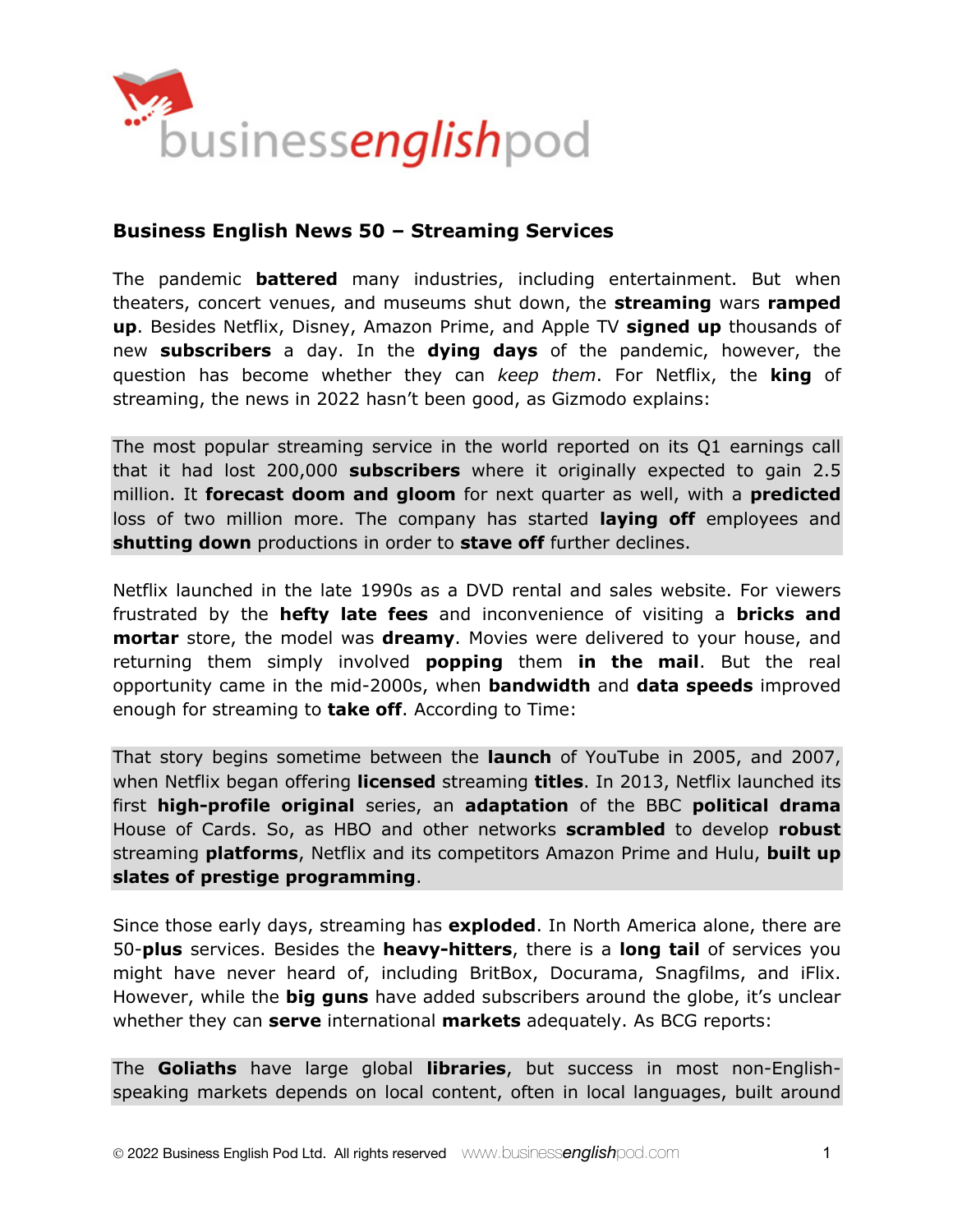## Business English News 50 – Streaming Services

The pandemic **battered** many industries, including entertainment. But when theaters, concert venues, and museums shut down, the **streaming** wars **ramped up**. Besides Netflix, Disney, Amazon Prime, and Apple TV **signed up** thousands of new **subscribers** a day. In the **dying days** of the pandemic, however, the question has become whether they can *keep them*. For Netflix, the **king** of streaming, the news in 2022 hasn't been good, as Gizmodo explains:

> The most popular streaming service in the world reported on its Q1 earnings call that it had lost 200,000 **subscribers** where it originally expected to gain 2.5 million. It **forecast doom and gloom** for next quarter as well, with a **predicted** loss of two million more. The company has started **laying off** employees and **shutting down** productions in order to **stave off** further declines.

Netflix launched in the late 1990s as a DVD rental and sales website. For viewers frustrated by the **hefty late fees** and inconvenience of visiting a **bricks and mortar** store, the model was **dreamy**. Movies were delivered to your house, and returning them simply involved **popping** them **in the mail**. But the real opportunity came in the mid-2000s, when **bandwidth** and **data speeds** improved enough for streaming to **take off**. According to Time:

> That story begins sometime between the **launch** of YouTube in 2005, and 2007, when Netflix began offering **licensed** streaming **titles**. In 2013, Netflix launched its first **high-profile original** series, an **adaptation** of the BBC **political drama** House of Cards. So, as HBO and other networks **scrambled** to develop **robust** streaming **platforms**, Netflix and its competitors Amazon Prime and Hulu, **built up slates of prestige programming**.

Since those early days, streaming has **exploded**. In North America alone, there are 50-**plus** services. Besides the **heavy-hitters**, there is a **long tail** of services you might have never heard of, including BritBox, Docurama, Snagfilms, and iFlix. However, while the **big guns** have added subscribers around the globe, it's unclear whether they can **serve** international **markets** adequately. As BCG reports:

> The **Goliaths** have large global **libraries**, but success in most non-English-speaking markets depends on local content, often in local languages, built around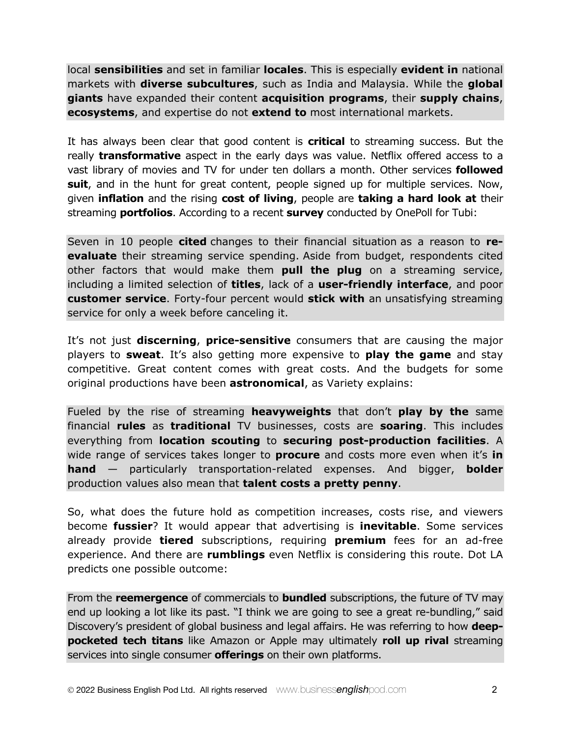local **sensibilities** and set in familiar **locales**. This is especially **evident in** national markets with **diverse subcultures**, such as India and Malaysia. While the **global giants** have expanded their content **acquisition programs**, their **supply chains**, **ecosystems**, and expertise do not **extend to** most international markets.

It has always been clear that good content is **critical** to streaming success. But the really **transformative** aspect in the early days was value. Netflix offered access to a vast library of movies and TV for under ten dollars a month. Other services **followed suit**, and in the hunt for great content, people signed up for multiple services. Now, given **inflation** and the rising **cost of living**, people are **taking a hard look at** their streaming **portfolios**. According to a recent **survey** conducted by OnePoll for Tubi:

> Seven in 10 people **cited** changes to their financial situation as a reason to **re-evaluate** their streaming service spending. Aside from budget, respondents cited other factors that would make them **pull the plug** on a streaming service, including a limited selection of **titles**, lack of a **user-friendly interface**, and poor **customer service**. Forty-four percent would **stick with** an unsatisfying streaming service for only a week before canceling it.

It's not just **discerning**, **price-sensitive** consumers that are causing the major players to **sweat**. It's also getting more expensive to **play the game** and stay competitive. Great content comes with great costs. And the budgets for some original productions have been **astronomical**, as Variety explains:

> Fueled by the rise of streaming **heavyweights** that don't **play by the** same financial **rules** as **traditional** TV businesses, costs are **soaring**. This includes everything from **location scouting** to **securing post-production facilities**. A wide range of services takes longer to **procure** and costs more even when it's **in hand** — particularly transportation-related expenses. And bigger, **bolder** production values also mean that **talent costs a pretty penny**.

So, what does the future hold as competition increases, costs rise, and viewers become **fussier**? It would appear that advertising is **inevitable**. Some services already provide **tiered** subscriptions, requiring **premium** fees for an ad-free experience. And there are **rumblings** even Netflix is considering this route. Dot LA predicts one possible outcome:

> From the **reemergence** of commercials to **bundled** subscriptions, the future of TV may end up looking a lot like its past. "I think we are going to see a great re-bundling," said Discovery's president of global business and legal affairs. He was referring to how **deep-pocketed tech titans** like Amazon or Apple may ultimately **roll up rival** streaming services into single consumer **offerings** on their own platforms.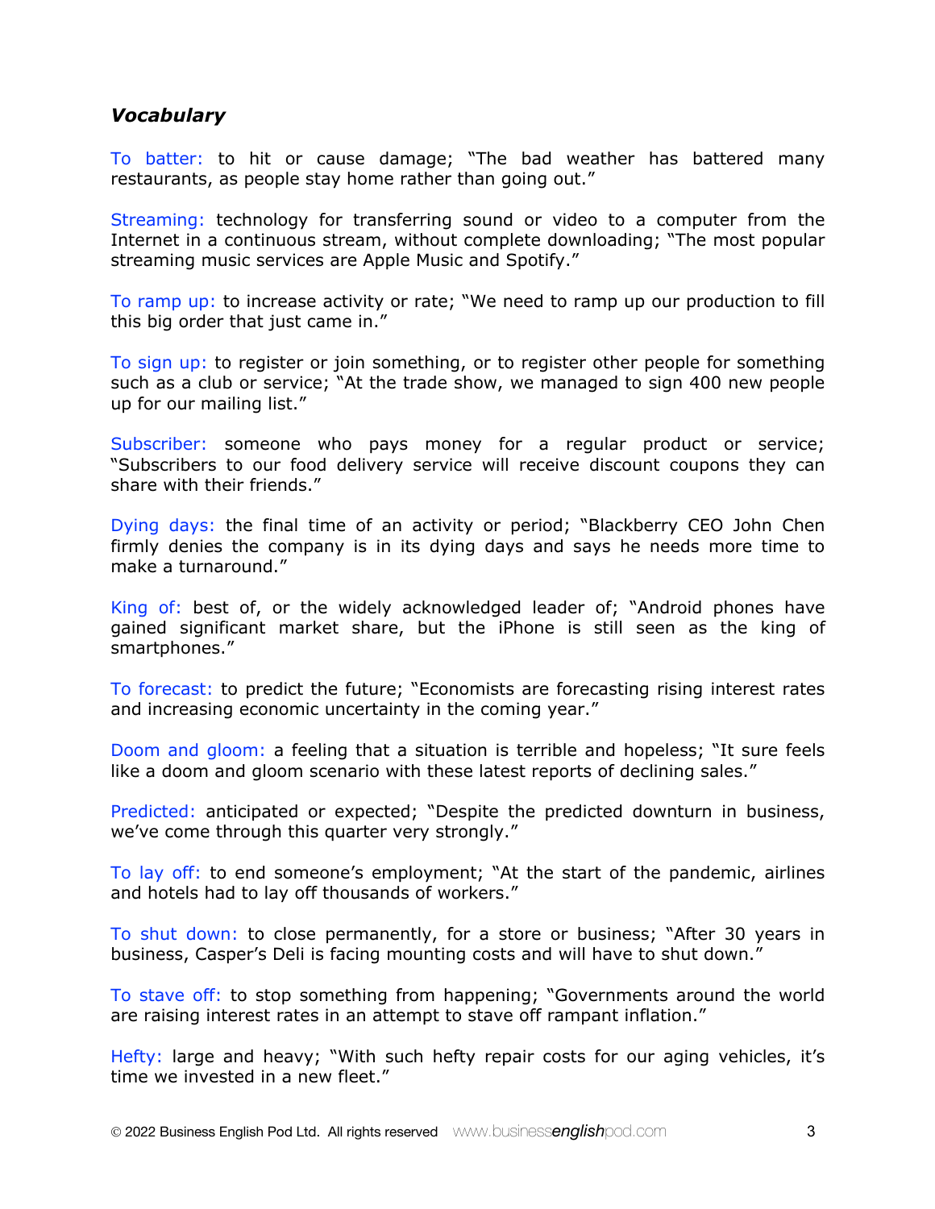### *Vocabulary*

To batter: to hit or cause damage; "The bad weather has battered many restaurants, as people stay home rather than going out."

Streaming: technology for transferring sound or video to a computer from the Internet in a continuous stream, without complete downloading; "The most popular streaming music services are Apple Music and Spotify."

To ramp up: to increase activity or rate; "We need to ramp up our production to fill this big order that just came in."

To sign up: to register or join something, or to register other people for something such as a club or service; "At the trade show, we managed to sign 400 new people up for our mailing list."

Subscriber: someone who pays money for a regular product or service; "Subscribers to our food delivery service will receive discount coupons they can share with their friends."

Dying days: the final time of an activity or period; "Blackberry CEO John Chen firmly denies the company is in its dying days and says he needs more time to make a turnaround."

King of: best of, or the widely acknowledged leader of; "Android phones have gained significant market share, but the iPhone is still seen as the king of smartphones."

To forecast: to predict the future; "Economists are forecasting rising interest rates and increasing economic uncertainty in the coming year."

Doom and gloom: a feeling that a situation is terrible and hopeless; "It sure feels like a doom and gloom scenario with these latest reports of declining sales."

Predicted: anticipated or expected; "Despite the predicted downturn in business, we've come through this quarter very strongly."

To lay off: to end someone's employment; "At the start of the pandemic, airlines and hotels had to lay off thousands of workers."

To shut down: to close permanently, for a store or business; "After 30 years in business, Casper's Deli is facing mounting costs and will have to shut down."

To stave off: to stop something from happening; "Governments around the world are raising interest rates in an attempt to stave off rampant inflation."

Hefty: large and heavy; "With such hefty repair costs for our aging vehicles, it's time we invested in a new fleet."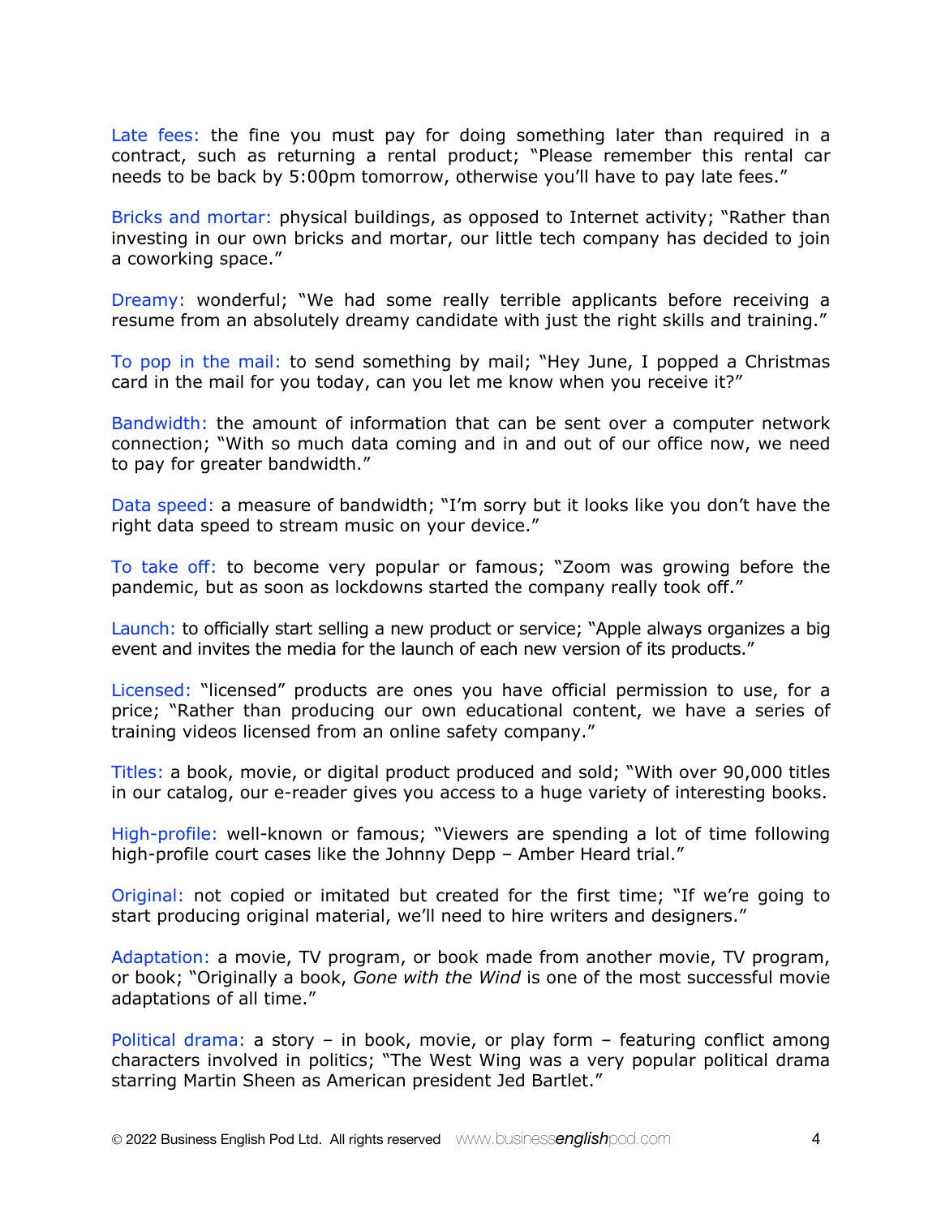Late fees: the fine you must pay for doing something later than required in a contract, such as returning a rental product; "Please remember this rental car needs to be back by 5:00pm tomorrow, otherwise you'll have to pay late fees."

Bricks and mortar: physical buildings, as opposed to Internet activity; "Rather than investing in our own bricks and mortar, our little tech company has decided to join a coworking space."

Dreamy: wonderful; "We had some really terrible applicants before receiving a resume from an absolutely dreamy candidate with just the right skills and training."

To pop in the mail: to send something by mail; "Hey June, I popped a Christmas card in the mail for you today, can you let me know when you receive it?"

Bandwidth: the amount of information that can be sent over a computer network connection; "With so much data coming and in and out of our office now, we need to pay for greater bandwidth."

Data speed: a measure of bandwidth; "I'm sorry but it looks like you don't have the right data speed to stream music on your device."

To take off: to become very popular or famous; "Zoom was growing before the pandemic, but as soon as lockdowns started the company really took off."

Launch: to officially start selling a new product or service; "Apple always organizes a big event and invites the media for the launch of each new version of its products."

Licensed: "licensed" products are ones you have official permission to use, for a price; "Rather than producing our own educational content, we have a series of training videos licensed from an online safety company."

Titles: a book, movie, or digital product produced and sold; "With over 90,000 titles in our catalog, our e-reader gives you access to a huge variety of interesting books.

High-profile: well-known or famous; "Viewers are spending a lot of time following high-profile court cases like the Johnny Depp – Amber Heard trial."

Original: not copied or imitated but created for the first time; "If we're going to start producing original material, we'll need to hire writers and designers."

Adaptation: a movie, TV program, or book made from another movie, TV program, or book; "Originally a book, *Gone with the Wind* is one of the most successful movie adaptations of all time."

Political drama: a story – in book, movie, or play form – featuring conflict among characters involved in politics; "The West Wing was a very popular political drama starring Martin Sheen as American president Jed Bartlet."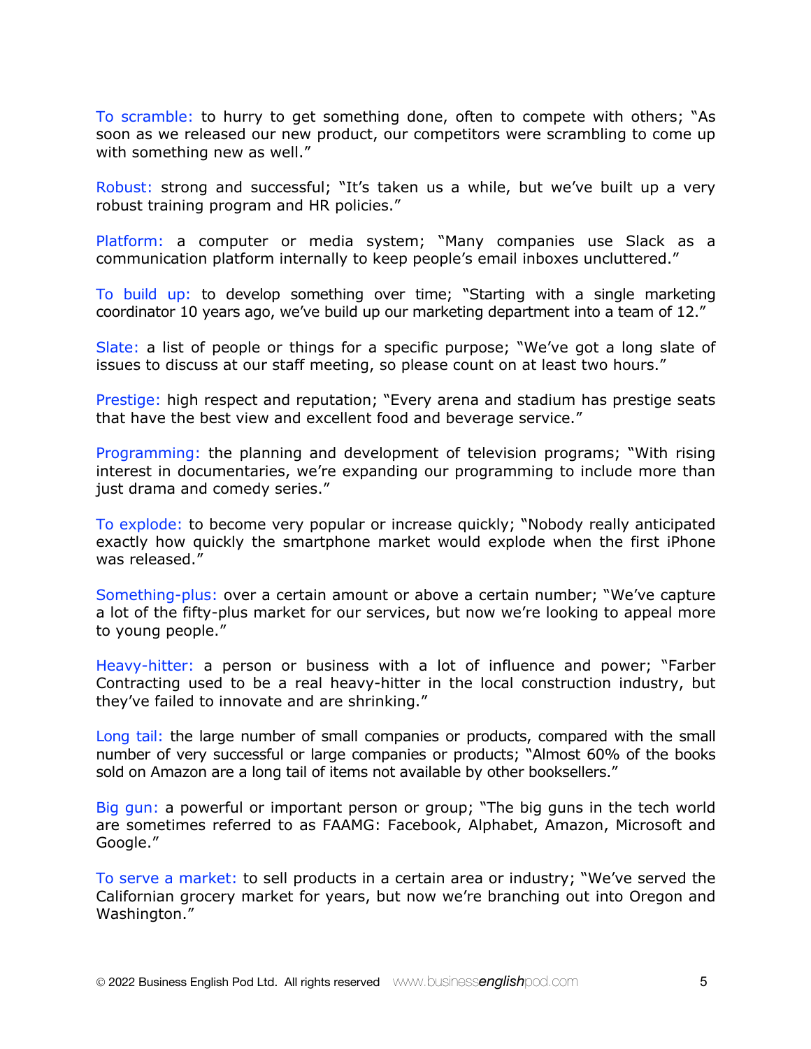**To scramble:** to hurry to get something done, often to compete with others; "As soon as we released our new product, our competitors were scrambling to come up with something new as well."

**Robust:** strong and successful; "It's taken us a while, but we've built up a very robust training program and HR policies."

**Platform:** a computer or media system; "Many companies use Slack as a communication platform internally to keep people's email inboxes uncluttered."

**To build up:** to develop something over time; "Starting with a single marketing coordinator 10 years ago, we've build up our marketing department into a team of 12."

**Slate:** a list of people or things for a specific purpose; "We've got a long slate of issues to discuss at our staff meeting, so please count on at least two hours."

**Prestige:** high respect and reputation; "Every arena and stadium has prestige seats that have the best view and excellent food and beverage service."

**Programming:** the planning and development of television programs; "With rising interest in documentaries, we're expanding our programming to include more than just drama and comedy series."

**To explode:** to become very popular or increase quickly; "Nobody really anticipated exactly how quickly the smartphone market would explode when the first iPhone was released."

**Something-plus:** over a certain amount or above a certain number; "We've capture a lot of the fifty-plus market for our services, but now we're looking to appeal more to young people."

**Heavy-hitter:** a person or business with a lot of influence and power; "Farber Contracting used to be a real heavy-hitter in the local construction industry, but they've failed to innovate and are shrinking."

**Long tail:** the large number of small companies or products, compared with the small number of very successful or large companies or products; "Almost 60% of the books sold on Amazon are a long tail of items not available by other booksellers."

**Big gun:** a powerful or important person or group; "The big guns in the tech world are sometimes referred to as FAAMG: Facebook, Alphabet, Amazon, Microsoft and Google."

**To serve a market:** to sell products in a certain area or industry; "We've served the Californian grocery market for years, but now we're branching out into Oregon and Washington."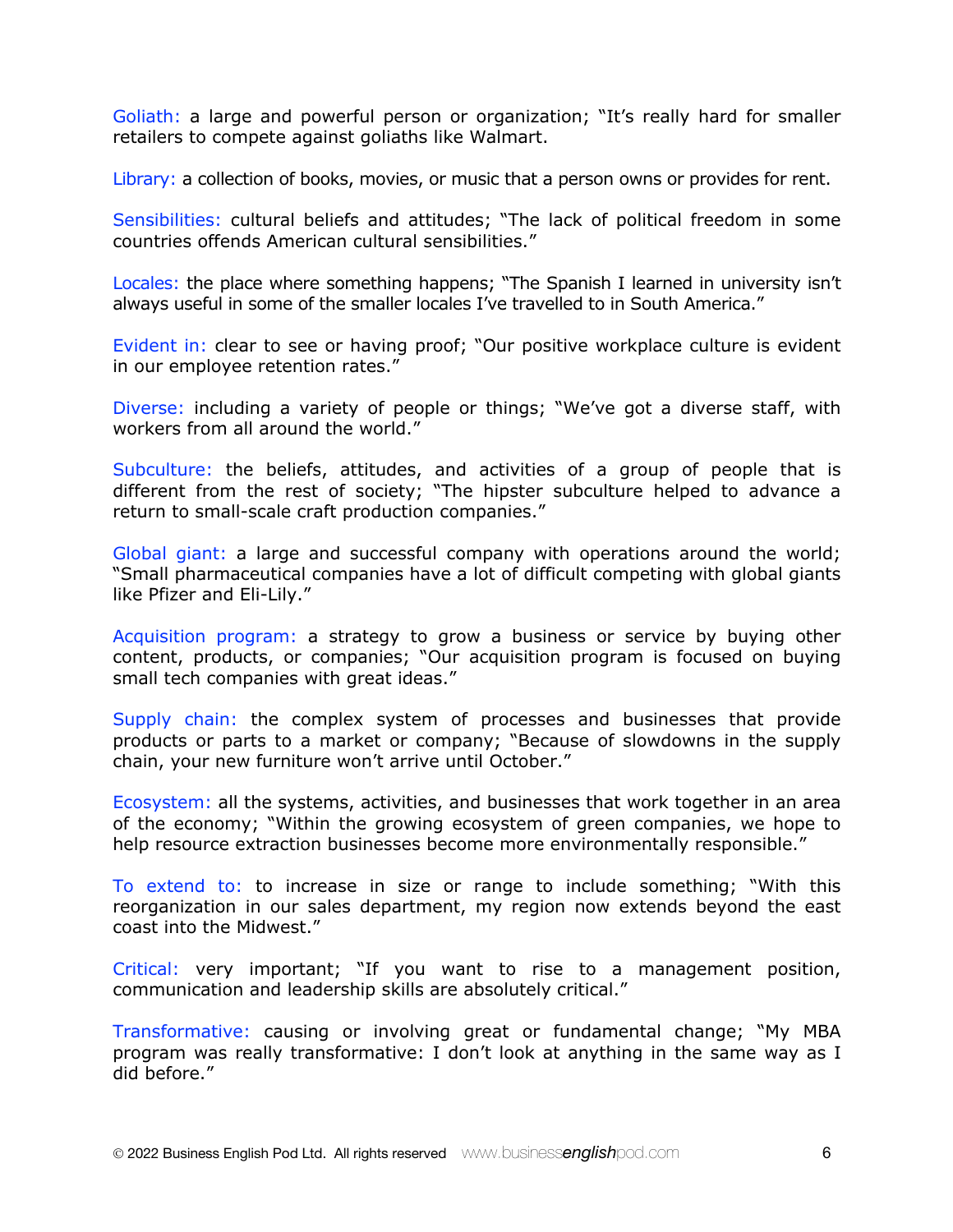Goliath: a large and powerful person or organization; "It's really hard for smaller retailers to compete against goliaths like Walmart.

Library: a collection of books, movies, or music that a person owns or provides for rent.

Sensibilities: cultural beliefs and attitudes; "The lack of political freedom in some countries offends American cultural sensibilities."

Locales: the place where something happens; "The Spanish I learned in university isn't always useful in some of the smaller locales I've travelled to in South America."

Evident in: clear to see or having proof; "Our positive workplace culture is evident in our employee retention rates."

Diverse: including a variety of people or things; "We've got a diverse staff, with workers from all around the world."

Subculture: the beliefs, attitudes, and activities of a group of people that is different from the rest of society; "The hipster subculture helped to advance a return to small-scale craft production companies."

Global giant: a large and successful company with operations around the world; "Small pharmaceutical companies have a lot of difficult competing with global giants like Pfizer and Eli-Lily."

Acquisition program: a strategy to grow a business or service by buying other content, products, or companies; "Our acquisition program is focused on buying small tech companies with great ideas."

Supply chain: the complex system of processes and businesses that provide products or parts to a market or company; "Because of slowdowns in the supply chain, your new furniture won't arrive until October."

Ecosystem: all the systems, activities, and businesses that work together in an area of the economy; "Within the growing ecosystem of green companies, we hope to help resource extraction businesses become more environmentally responsible."

To extend to: to increase in size or range to include something; "With this reorganization in our sales department, my region now extends beyond the east coast into the Midwest."

Critical: very important; "If you want to rise to a management position, communication and leadership skills are absolutely critical."

Transformative: causing or involving great or fundamental change; "My MBA program was really transformative: I don't look at anything in the same way as I did before."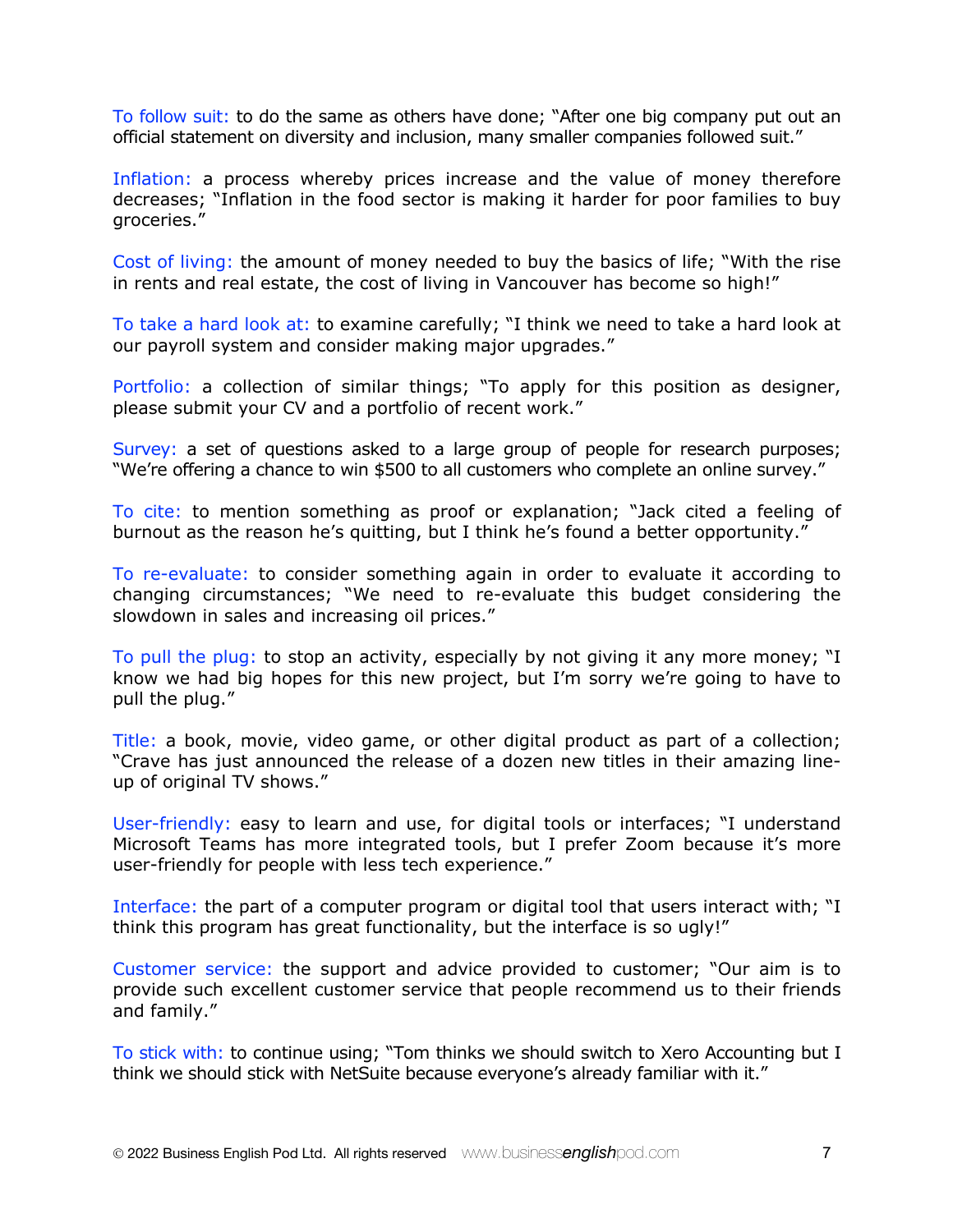To follow suit: to do the same as others have done; "After one big company put out an official statement on diversity and inclusion, many smaller companies followed suit."

Inflation: a process whereby prices increase and the value of money therefore decreases; "Inflation in the food sector is making it harder for poor families to buy groceries."

Cost of living: the amount of money needed to buy the basics of life; "With the rise in rents and real estate, the cost of living in Vancouver has become so high!"

To take a hard look at: to examine carefully; "I think we need to take a hard look at our payroll system and consider making major upgrades."

Portfolio: a collection of similar things; "To apply for this position as designer, please submit your CV and a portfolio of recent work."

Survey: a set of questions asked to a large group of people for research purposes; "We're offering a chance to win $500 to all customers who complete an online survey."

To cite: to mention something as proof or explanation; "Jack cited a feeling of burnout as the reason he's quitting, but I think he's found a better opportunity."

To re-evaluate: to consider something again in order to evaluate it according to changing circumstances; "We need to re-evaluate this budget considering the slowdown in sales and increasing oil prices."

To pull the plug: to stop an activity, especially by not giving it any more money; "I know we had big hopes for this new project, but I'm sorry we're going to have to pull the plug."

Title: a book, movie, video game, or other digital product as part of a collection; "Crave has just announced the release of a dozen new titles in their amazing line-up of original TV shows."

User-friendly: easy to learn and use, for digital tools or interfaces; "I understand Microsoft Teams has more integrated tools, but I prefer Zoom because it's more user-friendly for people with less tech experience."

Interface: the part of a computer program or digital tool that users interact with; "I think this program has great functionality, but the interface is so ugly!"

Customer service: the support and advice provided to customer; "Our aim is to provide such excellent customer service that people recommend us to their friends and family."

To stick with: to continue using; "Tom thinks we should switch to Xero Accounting but I think we should stick with NetSuite because everyone's already familiar with it."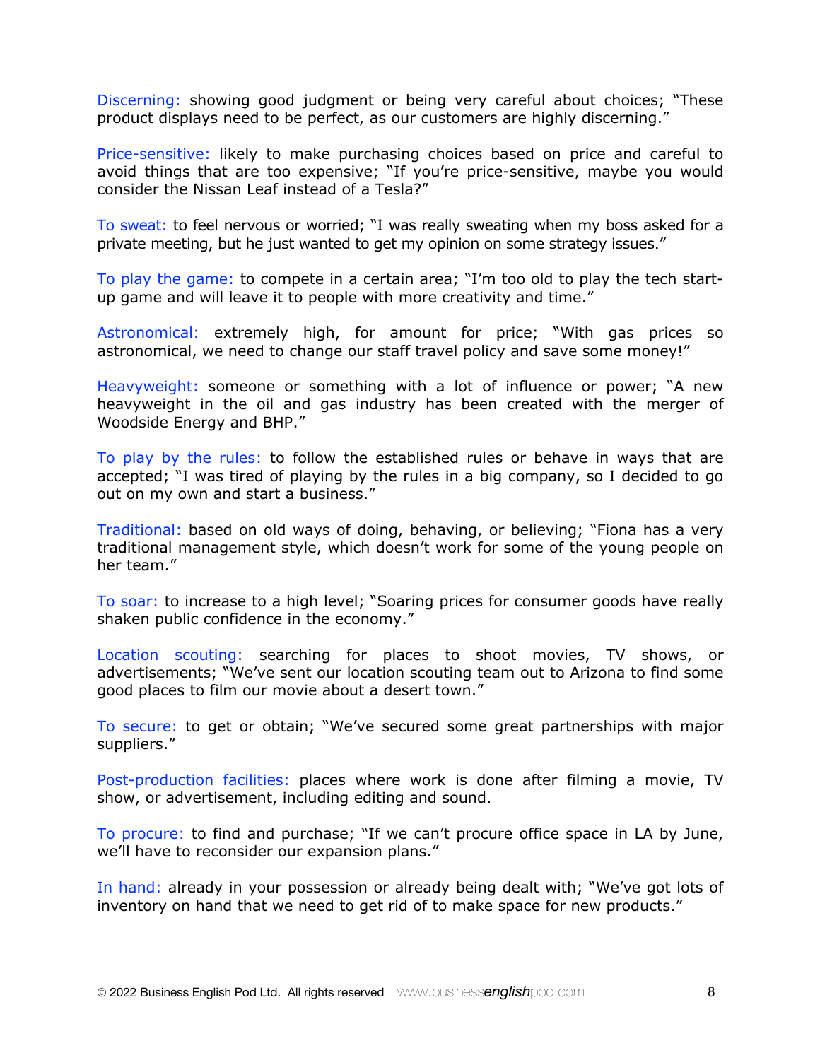Discerning: showing good judgment or being very careful about choices; "These product displays need to be perfect, as our customers are highly discerning."

Price-sensitive: likely to make purchasing choices based on price and careful to avoid things that are too expensive; "If you're price-sensitive, maybe you would consider the Nissan Leaf instead of a Tesla?"

To sweat: to feel nervous or worried; "I was really sweating when my boss asked for a private meeting, but he just wanted to get my opinion on some strategy issues."

To play the game: to compete in a certain area; "I'm too old to play the tech start-up game and will leave it to people with more creativity and time."

Astronomical: extremely high, for amount for price; "With gas prices so astronomical, we need to change our staff travel policy and save some money!"

Heavyweight: someone or something with a lot of influence or power; "A new heavyweight in the oil and gas industry has been created with the merger of Woodside Energy and BHP."

To play by the rules: to follow the established rules or behave in ways that are accepted; "I was tired of playing by the rules in a big company, so I decided to go out on my own and start a business."

Traditional: based on old ways of doing, behaving, or believing; "Fiona has a very traditional management style, which doesn't work for some of the young people on her team."

To soar: to increase to a high level; "Soaring prices for consumer goods have really shaken public confidence in the economy."

Location scouting: searching for places to shoot movies, TV shows, or advertisements; "We've sent our location scouting team out to Arizona to find some good places to film our movie about a desert town."

To secure: to get or obtain; "We've secured some great partnerships with major suppliers."

Post-production facilities: places where work is done after filming a movie, TV show, or advertisement, including editing and sound.

To procure: to find and purchase; "If we can't procure office space in LA by June, we'll have to reconsider our expansion plans."

In hand: already in your possession or already being dealt with; "We've got lots of inventory on hand that we need to get rid of to make space for new products."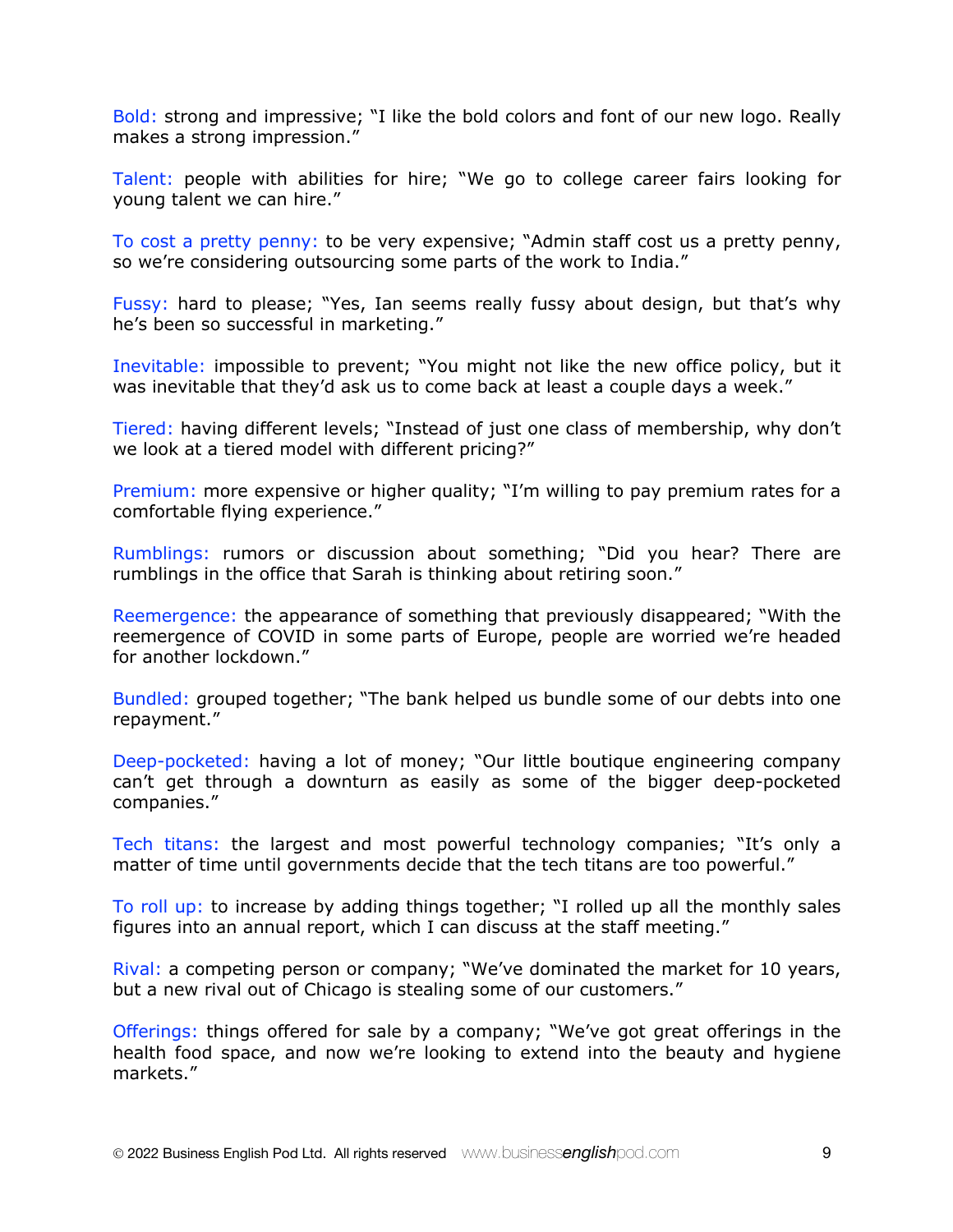Bold: strong and impressive; "I like the bold colors and font of our new logo. Really makes a strong impression."

Talent: people with abilities for hire; "We go to college career fairs looking for young talent we can hire."

To cost a pretty penny: to be very expensive; "Admin staff cost us a pretty penny, so we're considering outsourcing some parts of the work to India."

Fussy: hard to please; "Yes, Ian seems really fussy about design, but that's why he's been so successful in marketing."

Inevitable: impossible to prevent; "You might not like the new office policy, but it was inevitable that they'd ask us to come back at least a couple days a week."

Tiered: having different levels; "Instead of just one class of membership, why don't we look at a tiered model with different pricing?"

Premium: more expensive or higher quality; "I'm willing to pay premium rates for a comfortable flying experience."

Rumblings: rumors or discussion about something; "Did you hear? There are rumblings in the office that Sarah is thinking about retiring soon."

Reemergence: the appearance of something that previously disappeared; "With the reemergence of COVID in some parts of Europe, people are worried we're headed for another lockdown."

Bundled: grouped together; "The bank helped us bundle some of our debts into one repayment."

Deep-pocketed: having a lot of money; "Our little boutique engineering company can't get through a downturn as easily as some of the bigger deep-pocketed companies."

Tech titans: the largest and most powerful technology companies; "It's only a matter of time until governments decide that the tech titans are too powerful."

To roll up: to increase by adding things together; "I rolled up all the monthly sales figures into an annual report, which I can discuss at the staff meeting."

Rival: a competing person or company; "We've dominated the market for 10 years, but a new rival out of Chicago is stealing some of our customers."

Offerings: things offered for sale by a company; "We've got great offerings in the health food space, and now we're looking to extend into the beauty and hygiene markets."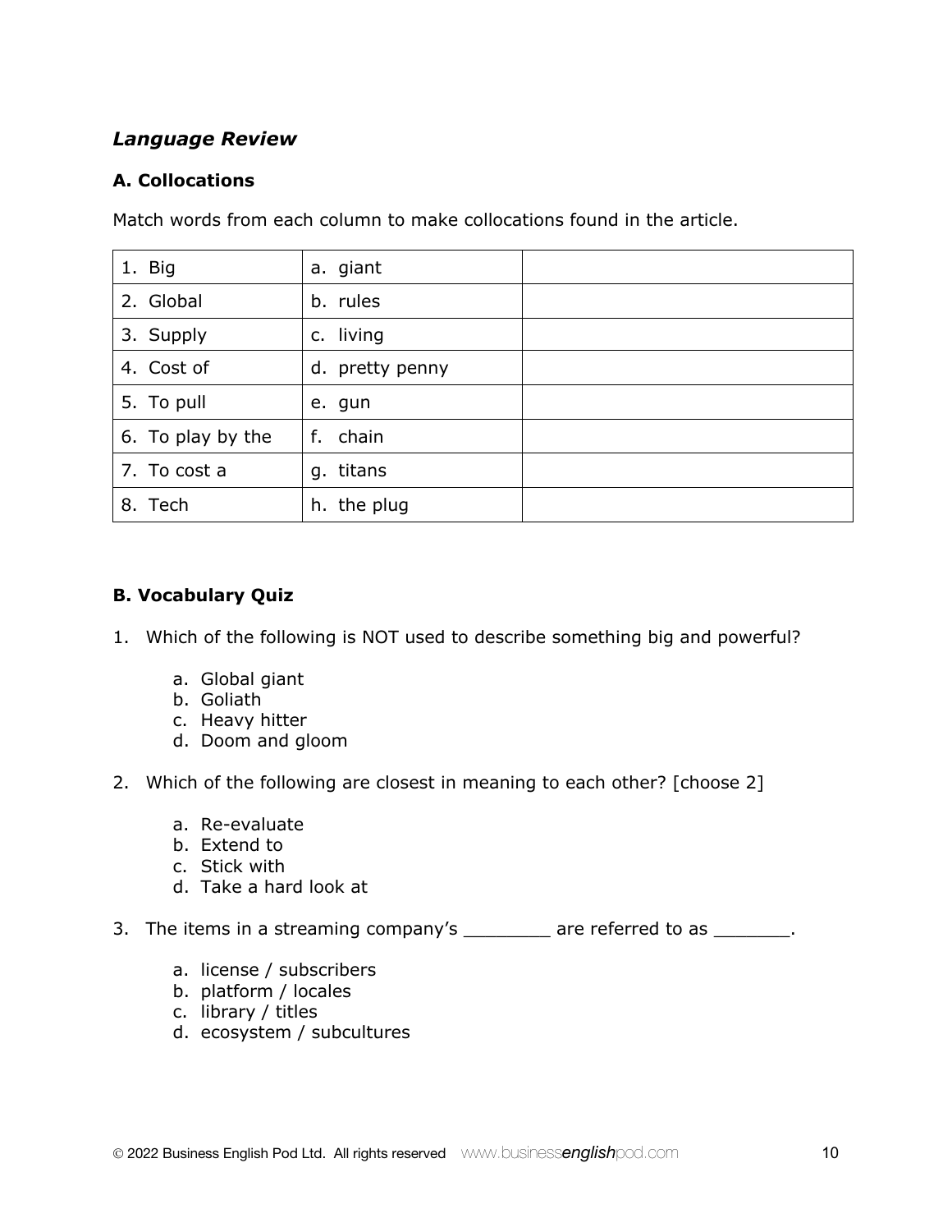## *Language Review*

### A. Collocations

Match words from each column to make collocations found in the article.

| | | |
|---|---|---|
| 1. Big | a. giant | |
| 2. Global | b. rules | |
| 3. Supply | c. living | |
| 4. Cost of | d. pretty penny | |
| 5. To pull | e. gun | |
| 6. To play by the | f. chain | |
| 7. To cost a | g. titans | |
| 8. Tech | h. the plug | |

### B. Vocabulary Quiz

1. Which of the following is NOT used to describe something big and powerful?

   a. Global giant
   b. Goliath
   c. Heavy hitter
   d. Doom and gloom

2. Which of the following are closest in meaning to each other? [choose 2]

   a. Re-evaluate
   b. Extend to
   c. Stick with
   d. Take a hard look at

3. The items in a streaming company's ________ are referred to as _______.

   a. license / subscribers
   b. platform / locales
   c. library / titles
   d. ecosystem / subcultures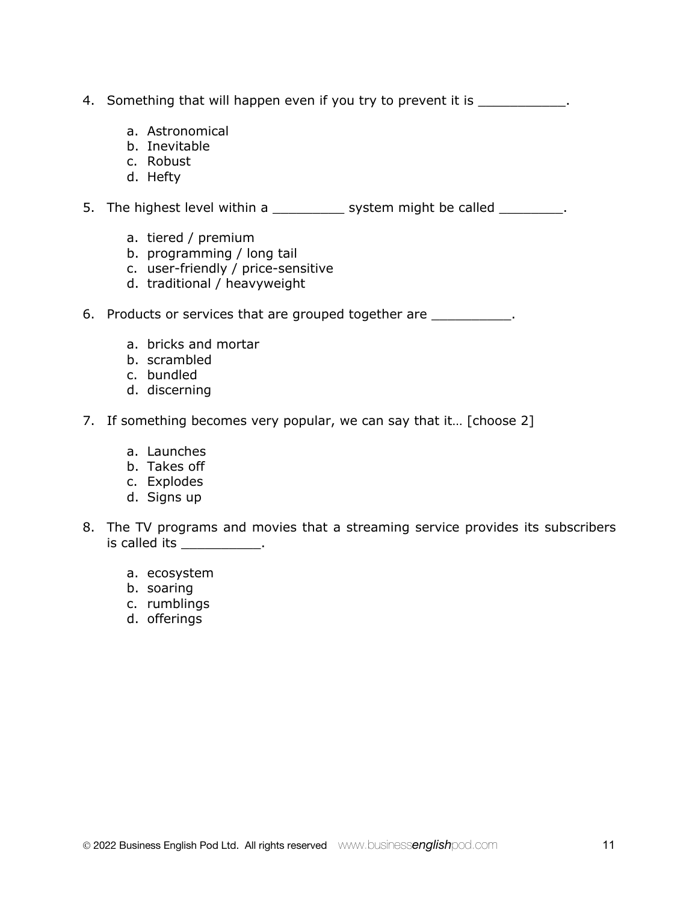4. Something that will happen even if you try to prevent it is ___________.

    a. Astronomical
    b. Inevitable
    c. Robust
    d. Hefty

5. The highest level within a _________ system might be called ________.

    a. tiered / premium
    b. programming / long tail
    c. user-friendly / price-sensitive
    d. traditional / heavyweight

6. Products or services that are grouped together are __________.

    a. bricks and mortar
    b. scrambled
    c. bundled
    d. discerning

7. If something becomes very popular, we can say that it… [choose 2]

    a. Launches
    b. Takes off
    c. Explodes
    d. Signs up

8. The TV programs and movies that a streaming service provides its subscribers is called its __________.

    a. ecosystem
    b. soaring
    c. rumblings
    d. offerings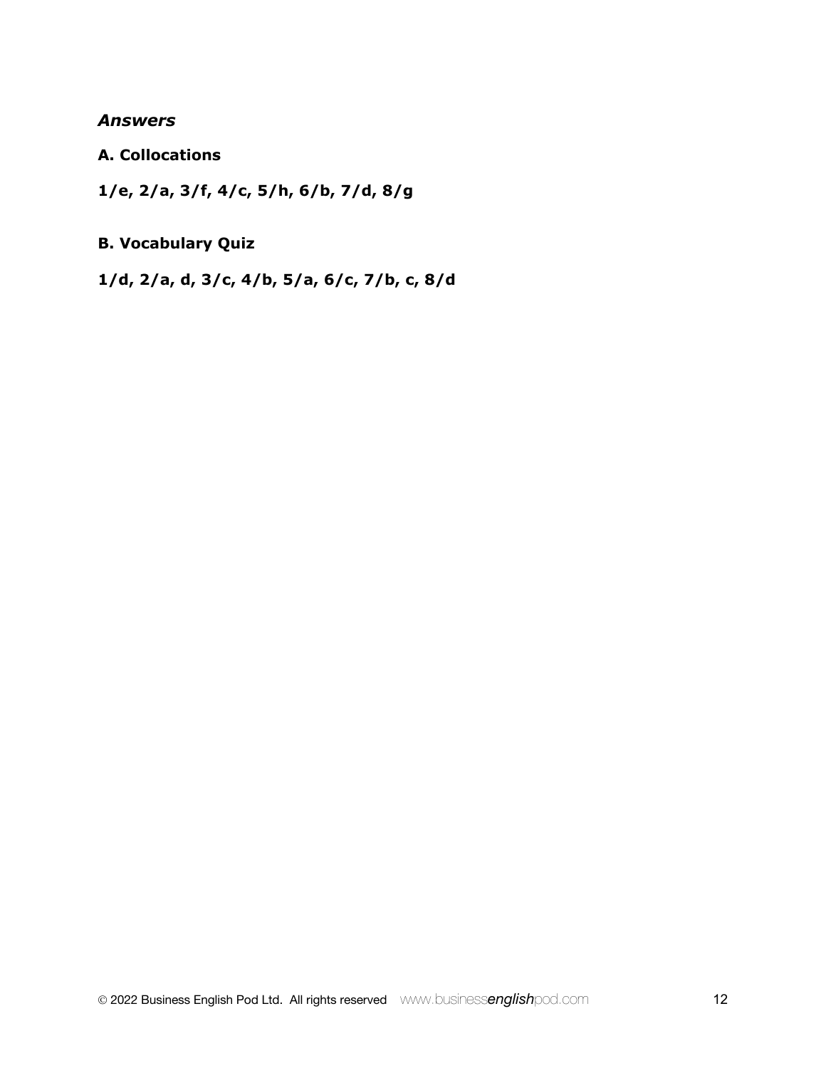### *Answers*

**A. Collocations**

**1/e, 2/a, 3/f, 4/c, 5/h, 6/b, 7/d, 8/g**

**B. Vocabulary Quiz**

**1/d, 2/a, d, 3/c, 4/b, 5/a, 6/c, 7/b, c, 8/d**